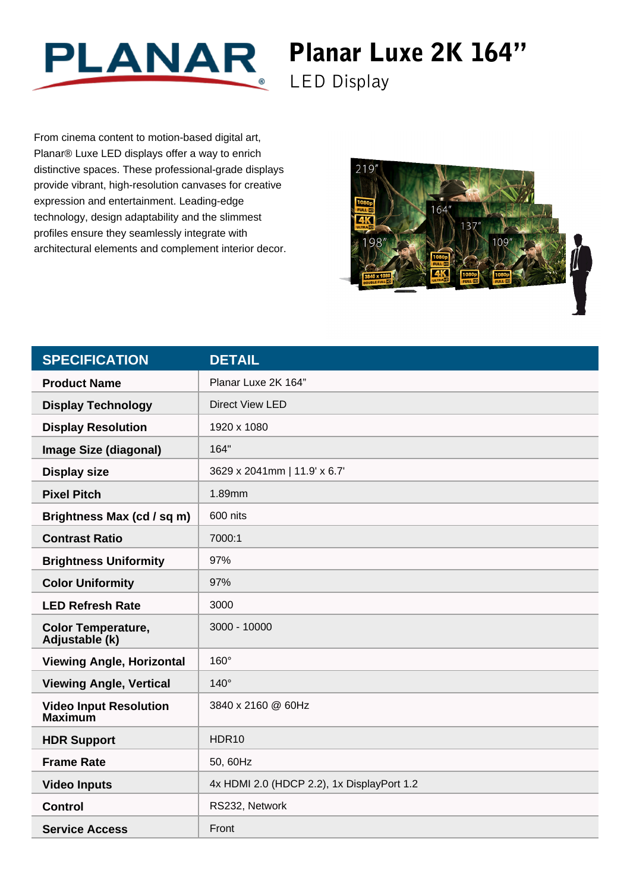PLANAR

# Planar Luxe 2K 164”

LED Display

From cinema content to motion-based digital art, Planar® Luxe LED displays offer a way to enrich distinctive spaces. These professional-grade displays provide vibrant, high-resolution canvases for creative expression and entertainment. Leading-edge technology, design adaptability and the slimmest profiles ensure they seamlessly integrate with architectural elements and complement interior decor.

| SPECIFICATION | DETAIL |
|---|---|
| **Product Name** | Planar Luxe 2K 164” |
| **Display Technology** | Direct View LED |
| **Display Resolution** | 1920 x 1080 |
| **Image Size (diagonal)** | 164" |
| **Display size** | 3629 x 2041mm \| 11.9' x 6.7' |
| **Pixel Pitch** | 1.89mm |
| **Brightness Max (cd / sq m)** | 600 nits |
| **Contrast Ratio** | 7000:1 |
| **Brightness Uniformity** | 97% |
| **Color Uniformity** | 97% |
| **LED Refresh Rate** | 3000 |
| **Color Temperature, Adjustable (k)** | 3000 - 10000 |
| **Viewing Angle, Horizontal** | 160° |
| **Viewing Angle, Vertical** | 140° |
| **Video Input Resolution Maximum** | 3840 x 2160 @ 60Hz |
| **HDR Support** | HDR10 |
| **Frame Rate** | 50, 60Hz |
| **Video Inputs** | 4x HDMI 2.0 (HDCP 2.2), 1x DisplayPort 1.2 |
| **Control** | RS232, Network |
| **Service Access** | Front |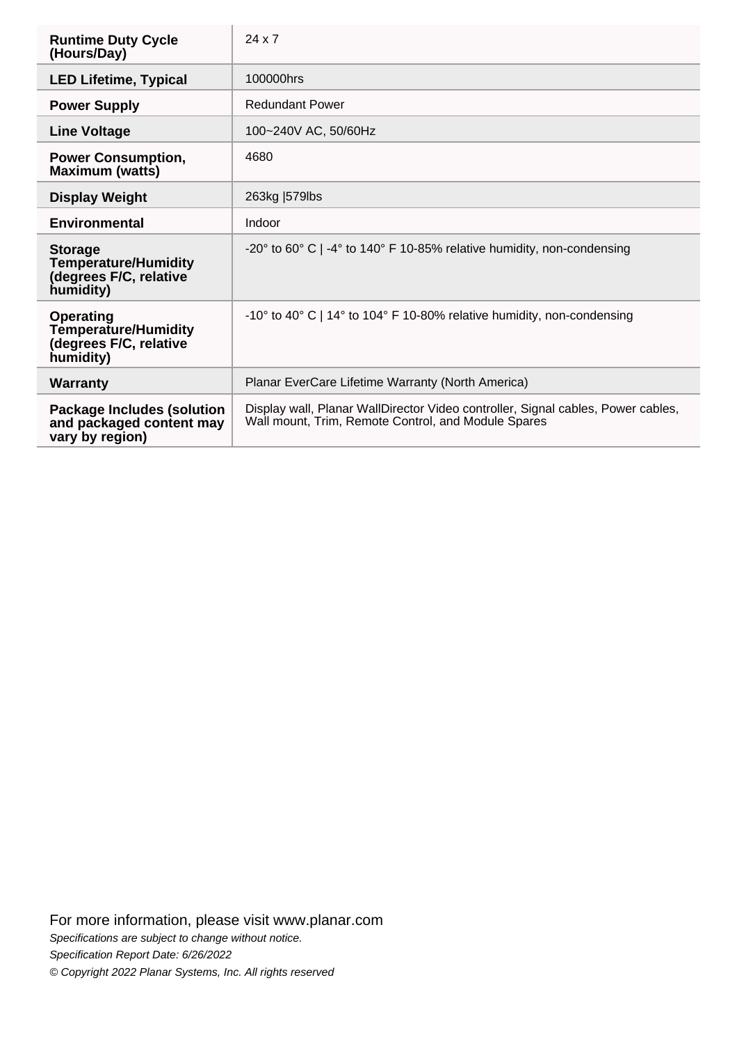| | |
|---|---|
| **Runtime Duty Cycle (Hours/Day)** | 24 x 7 |
| **LED Lifetime, Typical** | 100000hrs |
| **Power Supply** | Redundant Power |
| **Line Voltage** | 100~240V AC, 50/60Hz |
| **Power Consumption, Maximum (watts)** | 4680 |
| **Display Weight** | 263kg \|579lbs |
| **Environmental** | Indoor |
| **Storage Temperature/Humidity (degrees F/C, relative humidity)** | -20° to 60° C \| -4° to 140° F 10-85% relative humidity, non-condensing |
| **Operating Temperature/Humidity (degrees F/C, relative humidity)** | -10° to 40° C \| 14° to 104° F 10-80% relative humidity, non-condensing |
| **Warranty** | Planar EverCare Lifetime Warranty (North America) |
| **Package Includes (solution and packaged content may vary by region)** | Display wall, Planar WallDirector Video controller, Signal cables, Power cables, Wall mount, Trim, Remote Control, and Module Spares |

For more information, please visit www.planar.com

*Specifications are subject to change without notice.*

*Specification Report Date: 6/26/2022*

*© Copyright 2022 Planar Systems, Inc. All rights reserved*